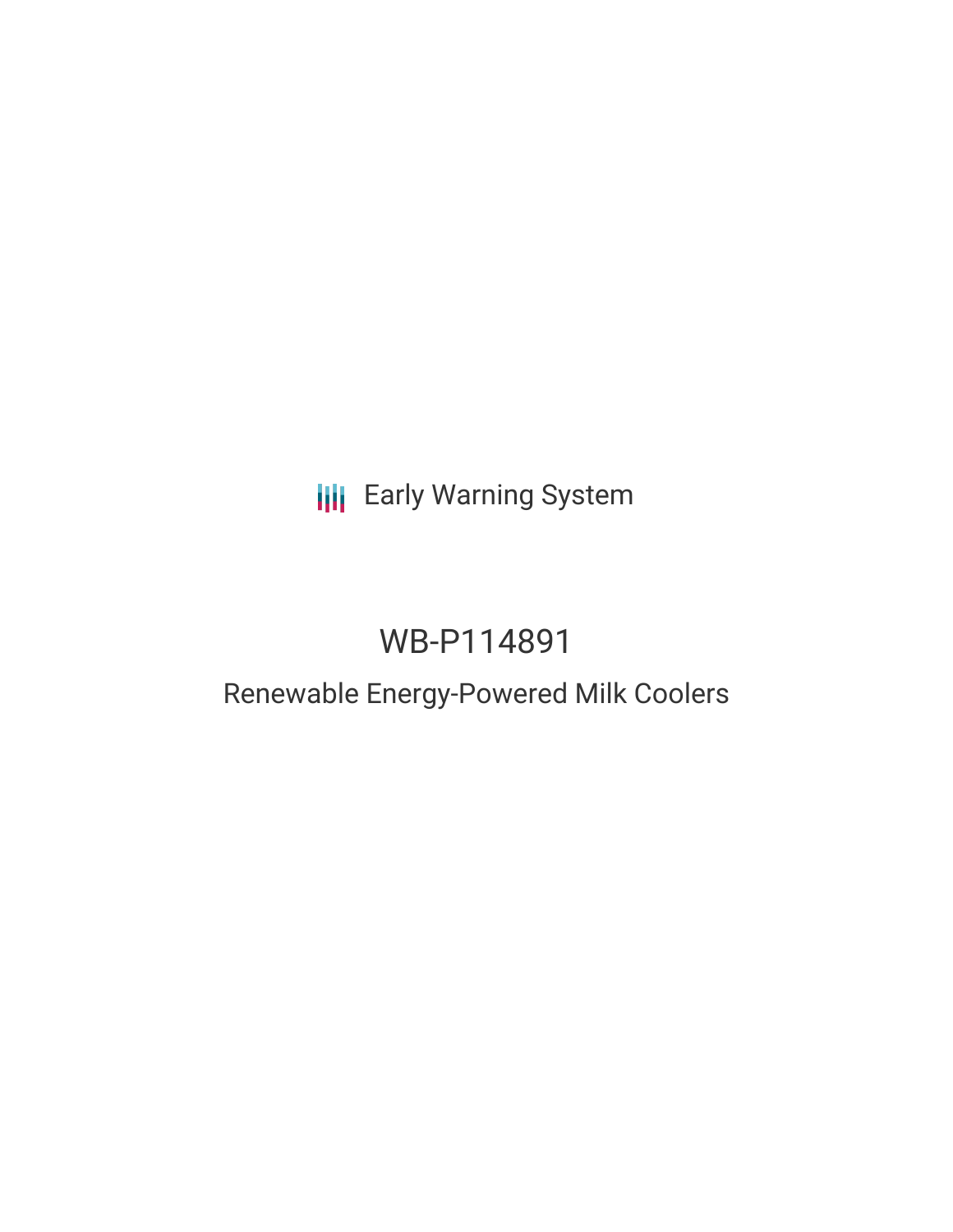Early Warning System

# WB-P114891

## Renewable Energy-Powered Milk Coolers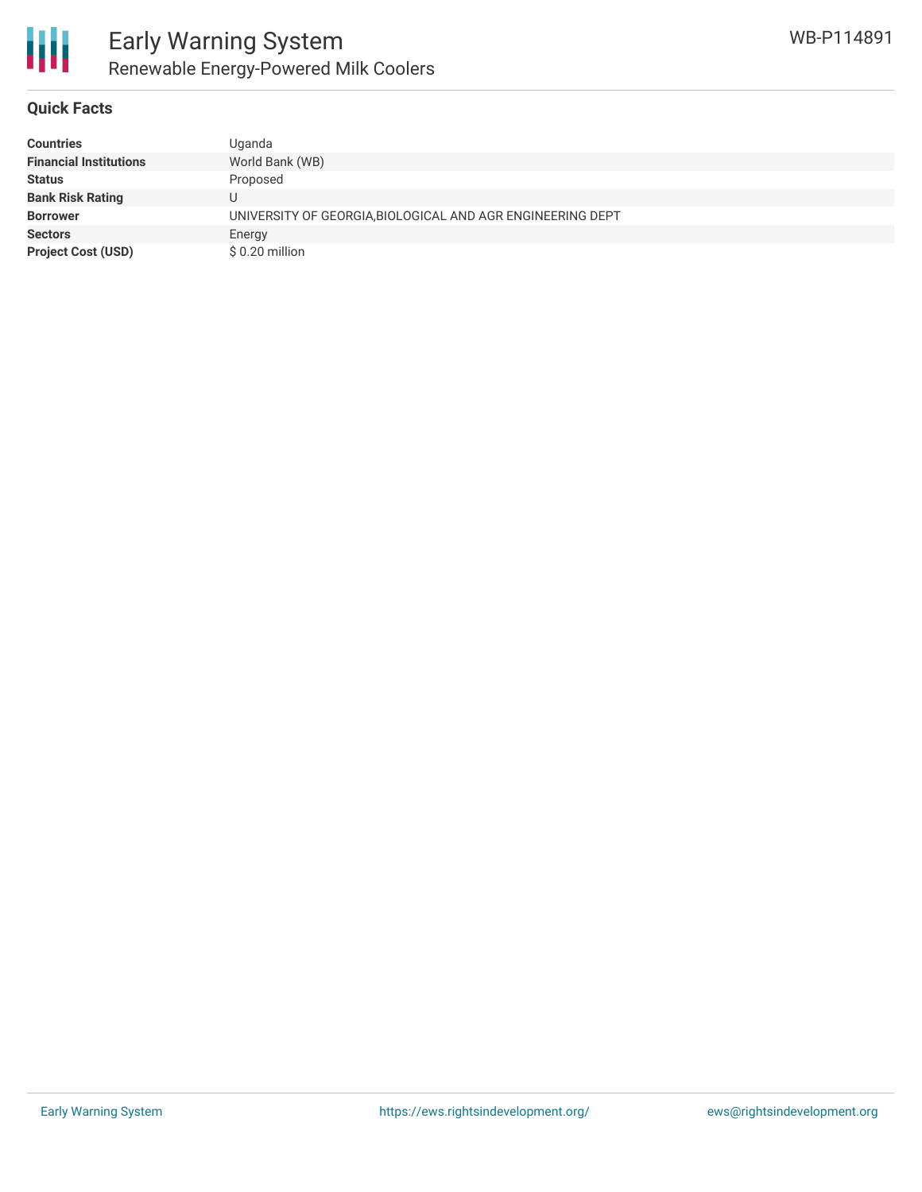## Quick Facts

| | |
|---|---|
| **Countries** | Uganda |
| **Financial Institutions** | World Bank (WB) |
| **Status** | Proposed |
| **Bank Risk Rating** | U |
| **Borrower** | UNIVERSITY OF GEORGIA,BIOLOGICAL AND AGR ENGINEERING DEPT |
| **Sectors** | Energy |
| **Project Cost (USD)** | $ 0.20 million |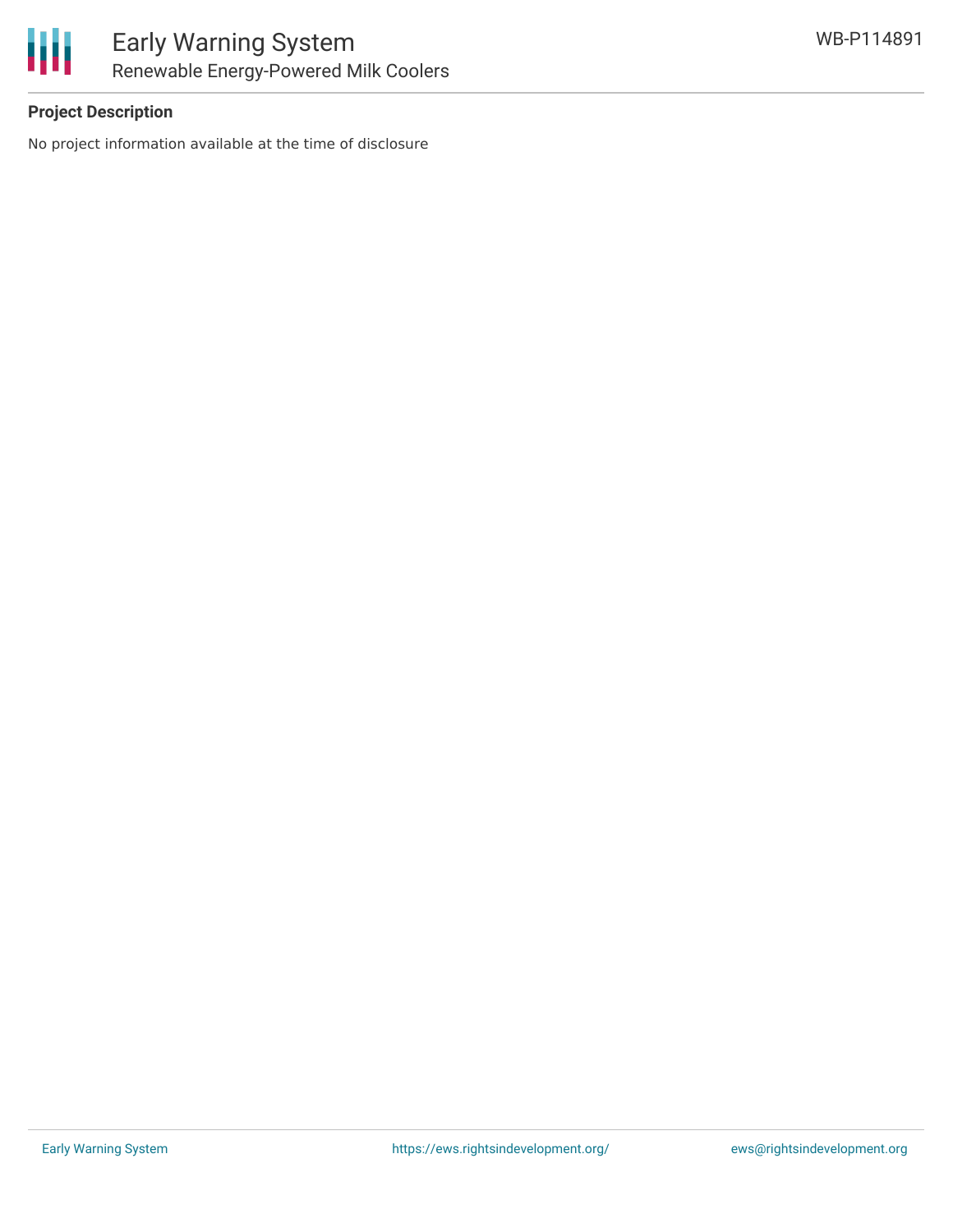## Project Description

No project information available at the time of disclosure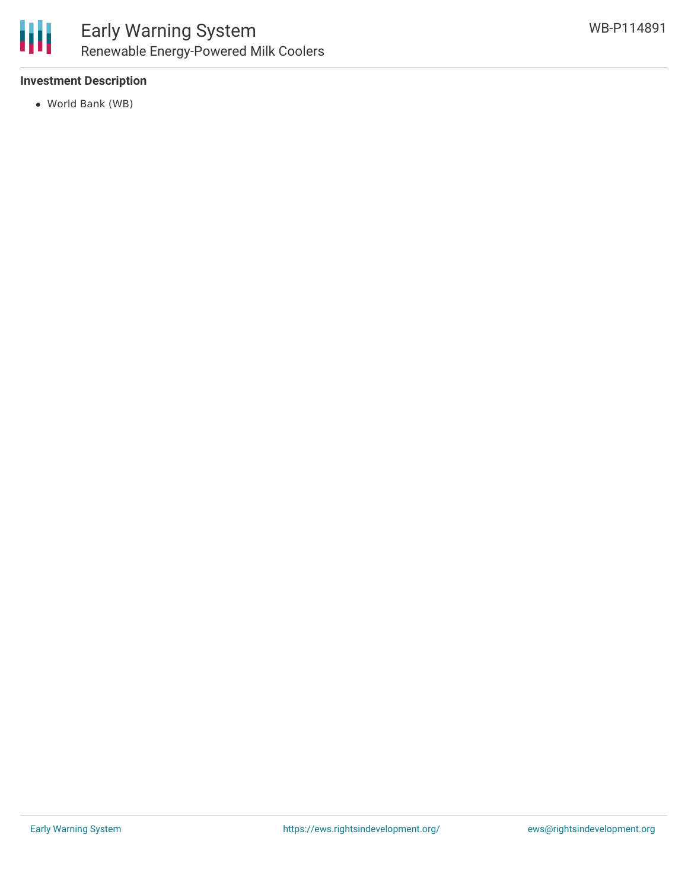### Investment Description

- World Bank (WB)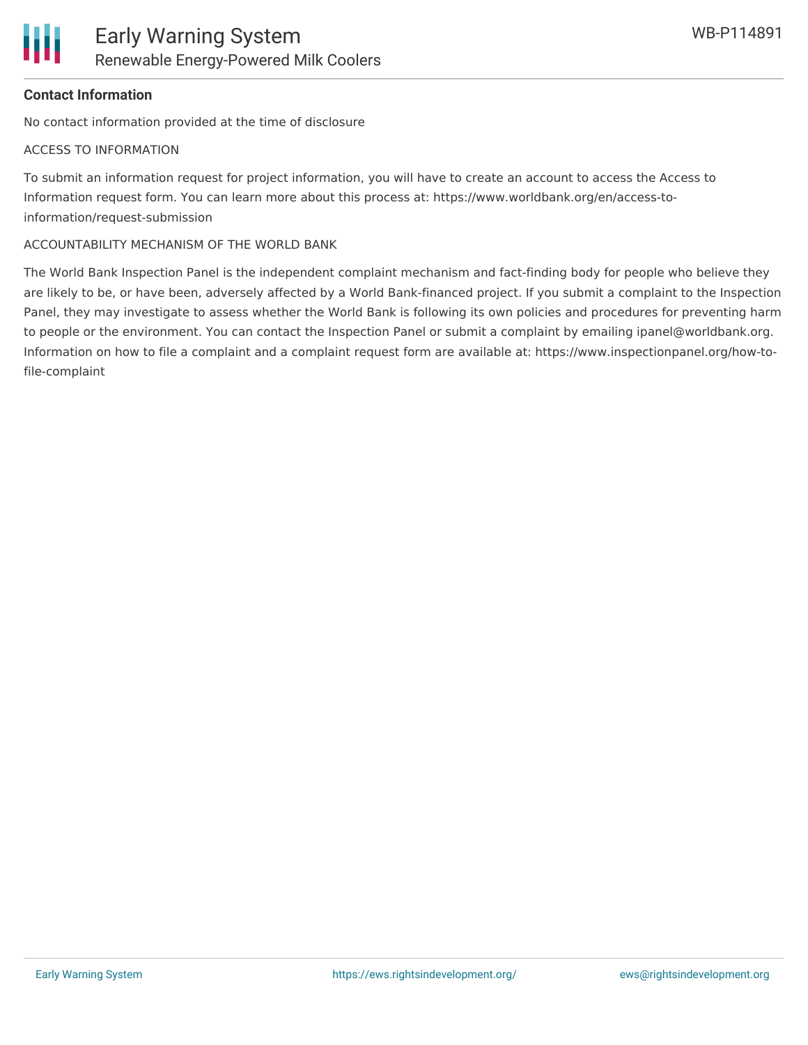**Contact Information**

No contact information provided at the time of disclosure

ACCESS TO INFORMATION

To submit an information request for project information, you will have to create an account to access the Access to Information request form. You can learn more about this process at: https://www.worldbank.org/en/access-to-information/request-submission

ACCOUNTABILITY MECHANISM OF THE WORLD BANK

The World Bank Inspection Panel is the independent complaint mechanism and fact-finding body for people who believe they are likely to be, or have been, adversely affected by a World Bank-financed project. If you submit a complaint to the Inspection Panel, they may investigate to assess whether the World Bank is following its own policies and procedures for preventing harm to people or the environment. You can contact the Inspection Panel or submit a complaint by emailing ipanel@worldbank.org. Information on how to file a complaint and a complaint request form are available at: https://www.inspectionpanel.org/how-to-file-complaint